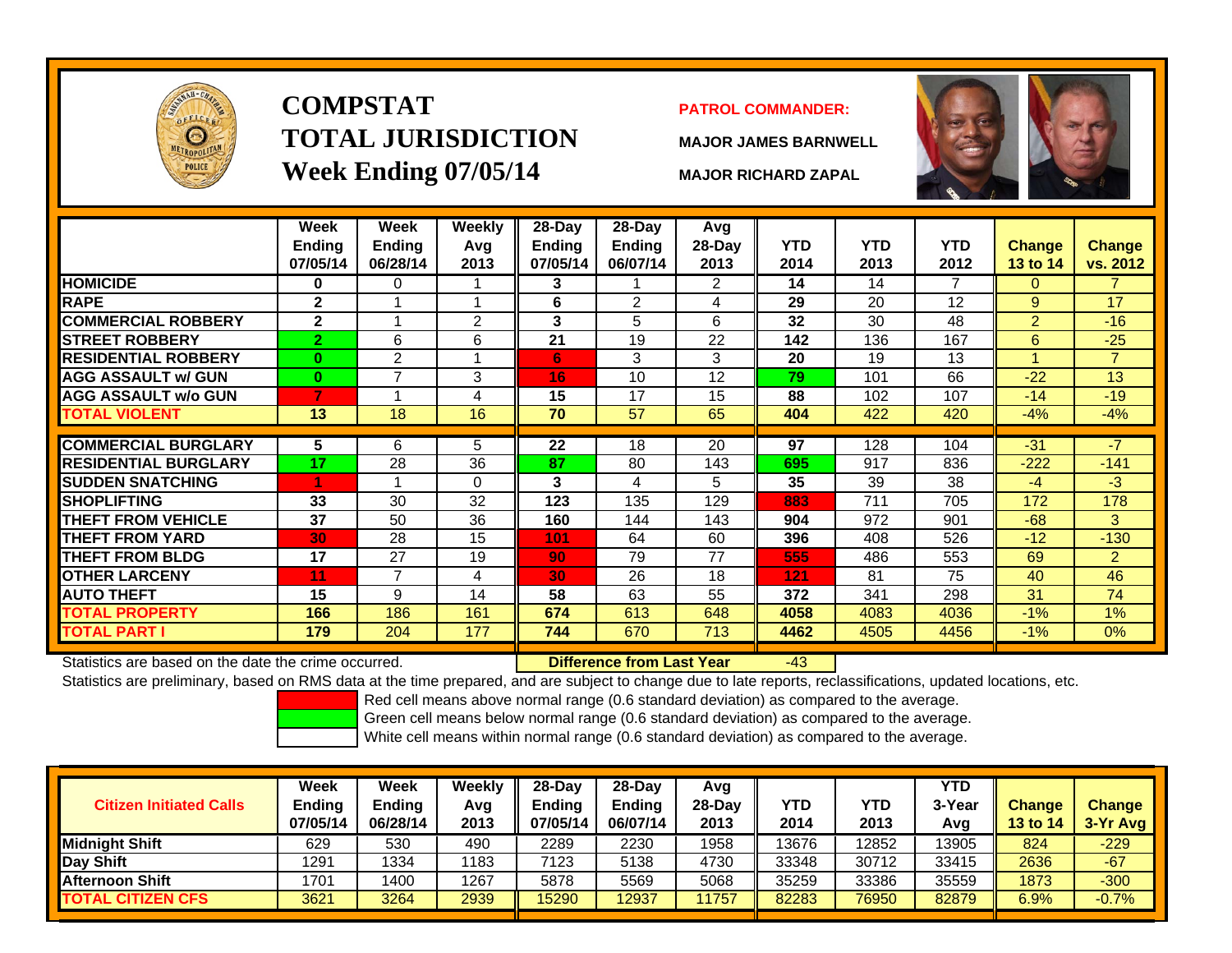# COMPSTAT
# TOTAL JURISDICTION
# Week Ending 07/05/14

**PATROL COMMANDER:**

**MAJOR JAMES BARNWELL**

**MAJOR RICHARD ZAPAL**

| | Week Ending 07/05/14 | Week Ending 06/28/14 | Weekly Avg 2013 | 28-Day Ending 07/05/14 | 28-Day Ending 06/07/14 | Avg 28-Day 2013 | YTD 2014 | YTD 2013 | YTD 2012 | Change 13 to 14 | Change vs. 2012 |
|---|---|---|---|---|---|---|---|---|---|---|---|
| HOMICIDE | 0 | 0 | 1 | 3 | 1 | 2 | 14 | 14 | 7 | 0 | 7 |
| RAPE | 2 | 1 | 1 | 6 | 2 | 4 | 29 | 20 | 12 | 9 | 17 |
| COMMERCIAL ROBBERY | 2 | 1 | 2 | 3 | 5 | 6 | 32 | 30 | 48 | 2 | -16 |
| STREET ROBBERY | 2 | 6 | 6 | 21 | 19 | 22 | 142 | 136 | 167 | 6 | -25 |
| RESIDENTIAL ROBBERY | 0 | 2 | 1 | 6 | 3 | 3 | 20 | 19 | 13 | 1 | 7 |
| AGG ASSAULT w/ GUN | 0 | 7 | 3 | 16 | 10 | 12 | 79 | 101 | 66 | -22 | 13 |
| AGG ASSAULT w/o GUN | 7 | 1 | 4 | 15 | 17 | 15 | 88 | 102 | 107 | -14 | -19 |
| TOTAL VIOLENT | 13 | 18 | 16 | 70 | 57 | 65 | 404 | 422 | 420 | -4% | -4% |
| COMMERCIAL BURGLARY | 5 | 6 | 5 | 22 | 18 | 20 | 97 | 128 | 104 | -31 | -7 |
| RESIDENTIAL BURGLARY | 17 | 28 | 36 | 87 | 80 | 143 | 695 | 917 | 836 | -222 | -141 |
| SUDDEN SNATCHING | 1 | 1 | 0 | 3 | 4 | 5 | 35 | 39 | 38 | -4 | -3 |
| SHOPLIFTING | 33 | 30 | 32 | 123 | 135 | 129 | 883 | 711 | 705 | 172 | 178 |
| THEFT FROM VEHICLE | 37 | 50 | 36 | 160 | 144 | 143 | 904 | 972 | 901 | -68 | 3 |
| THEFT FROM YARD | 30 | 28 | 15 | 101 | 64 | 60 | 396 | 408 | 526 | -12 | -130 |
| THEFT FROM BLDG | 17 | 27 | 19 | 90 | 79 | 77 | 555 | 486 | 553 | 69 | 2 |
| OTHER LARCENY | 11 | 7 | 4 | 30 | 26 | 18 | 121 | 81 | 75 | 40 | 46 |
| AUTO THEFT | 15 | 9 | 14 | 58 | 63 | 55 | 372 | 341 | 298 | 31 | 74 |
| TOTAL PROPERTY | 166 | 186 | 161 | 674 | 613 | 648 | 4058 | 4083 | 4036 | -1% | 1% |
| TOTAL PART I | 179 | 204 | 177 | 744 | 670 | 713 | 4462 | 4505 | 4456 | -1% | 0% |

Statistics are based on the date the crime occurred. **Difference from Last Year** -43

Statistics are preliminary, based on RMS data at the time prepared, and are subject to change due to late reports, reclassifications, updated locations, etc.

Red cell means above normal range (0.6 standard deviation) as compared to the average.
Green cell means below normal range (0.6 standard deviation) as compared to the average.
White cell means within normal range (0.6 standard deviation) as compared to the average.

| Citizen Initiated Calls | Week Ending 07/05/14 | Week Ending 06/28/14 | Weekly Avg 2013 | 28-Day Ending 07/05/14 | 28-Day Ending 06/07/14 | Avg 28-Day 2013 | YTD 2014 | YTD 2013 | YTD 3-Year Avg | Change 13 to 14 | Change 3-Yr Avg |
|---|---|---|---|---|---|---|---|---|---|---|---|
| Midnight Shift | 629 | 530 | 490 | 2289 | 2230 | 1958 | 13676 | 12852 | 13905 | 824 | -229 |
| Day Shift | 1291 | 1334 | 1183 | 7123 | 5138 | 4730 | 33348 | 30712 | 33415 | 2636 | -67 |
| Afternoon Shift | 1701 | 1400 | 1267 | 5878 | 5569 | 5068 | 35259 | 33386 | 35559 | 1873 | -300 |
| TOTAL CITIZEN CFS | 3621 | 3264 | 2939 | 15290 | 12937 | 11757 | 82283 | 76950 | 82879 | 6.9% | -0.7% |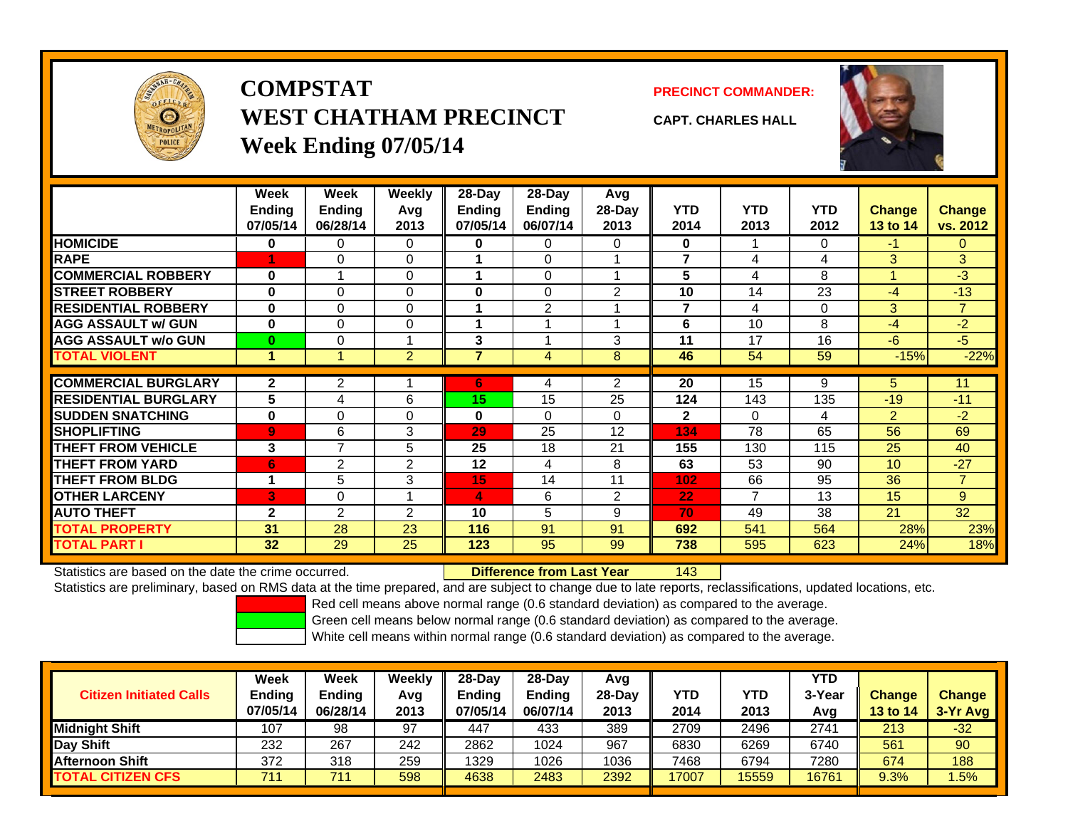# COMPSTAT
# WEST CHATHAM PRECINCT
## Week Ending 07/05/14

**PRECINCT COMMANDER:**

**CAPT. CHARLES HALL**

| | Week Ending 07/05/14 | Week Ending 06/28/14 | Weekly Avg 2013 | 28-Day Ending 07/05/14 | 28-Day Ending 06/07/14 | Avg 28-Day 2013 | YTD 2014 | YTD 2013 | YTD 2012 | Change 13 to 14 | Change vs. 2012 |
|---|---|---|---|---|---|---|---|---|---|---|---|
| HOMICIDE | 0 | 0 | 0 | 0 | 0 | 0 | 0 | 1 | 0 | -1 | 0 |
| RAPE | 1 | 0 | 0 | 1 | 0 | 1 | 7 | 4 | 4 | 3 | 3 |
| COMMERCIAL ROBBERY | 0 | 1 | 0 | 1 | 0 | 1 | 5 | 4 | 8 | 1 | -3 |
| STREET ROBBERY | 0 | 0 | 0 | 0 | 0 | 2 | 10 | 14 | 23 | -4 | -13 |
| RESIDENTIAL ROBBERY | 0 | 0 | 0 | 1 | 2 | 1 | 7 | 4 | 0 | 3 | 7 |
| AGG ASSAULT w/ GUN | 0 | 0 | 0 | 1 | 1 | 1 | 6 | 10 | 8 | -4 | -2 |
| AGG ASSAULT w/o GUN | 0 | 0 | 1 | 3 | 1 | 3 | 11 | 17 | 16 | -6 | -5 |
| TOTAL VIOLENT | 1 | 1 | 2 | 7 | 4 | 8 | 46 | 54 | 59 | -15% | -22% |
| COMMERCIAL BURGLARY | 2 | 2 | 1 | 6 | 4 | 2 | 20 | 15 | 9 | 5 | 11 |
| RESIDENTIAL BURGLARY | 5 | 4 | 6 | 15 | 15 | 25 | 124 | 143 | 135 | -19 | -11 |
| SUDDEN SNATCHING | 0 | 0 | 0 | 0 | 0 | 0 | 2 | 0 | 4 | 2 | -2 |
| SHOPLIFTING | 9 | 6 | 3 | 29 | 25 | 12 | 134 | 78 | 65 | 56 | 69 |
| THEFT FROM VEHICLE | 3 | 7 | 5 | 25 | 18 | 21 | 155 | 130 | 115 | 25 | 40 |
| THEFT FROM YARD | 6 | 2 | 2 | 12 | 4 | 8 | 63 | 53 | 90 | 10 | -27 |
| THEFT FROM BLDG | 1 | 5 | 3 | 15 | 14 | 11 | 102 | 66 | 95 | 36 | 7 |
| OTHER LARCENY | 3 | 0 | 1 | 4 | 6 | 2 | 22 | 7 | 13 | 15 | 9 |
| AUTO THEFT | 2 | 2 | 2 | 10 | 5 | 9 | 70 | 49 | 38 | 21 | 32 |
| TOTAL PROPERTY | 31 | 28 | 23 | 116 | 91 | 91 | 692 | 541 | 564 | 28% | 23% |
| TOTAL PART I | 32 | 29 | 25 | 123 | 95 | 99 | 738 | 595 | 623 | 24% | 18% |

Statistics are based on the date the crime occurred. **Difference from Last Year** 143

Statistics are preliminary, based on RMS data at the time prepared, and are subject to change due to late reports, reclassifications, updated locations, etc.

Red cell means above normal range (0.6 standard deviation) as compared to the average.

Green cell means below normal range (0.6 standard deviation) as compared to the average.

White cell means within normal range (0.6 standard deviation) as compared to the average.

| Citizen Initiated Calls | Week Ending 07/05/14 | Week Ending 06/28/14 | Weekly Avg 2013 | 28-Day Ending 07/05/14 | 28-Day Ending 06/07/14 | Avg 28-Day 2013 | YTD 2014 | YTD 2013 | YTD 3-Year Avg | Change 13 to 14 | Change 3-Yr Avg |
|---|---|---|---|---|---|---|---|---|---|---|---|
| Midnight Shift | 107 | 98 | 97 | 447 | 433 | 389 | 2709 | 2496 | 2741 | 213 | -32 |
| Day Shift | 232 | 267 | 242 | 2862 | 1024 | 967 | 6830 | 6269 | 6740 | 561 | 90 |
| Afternoon Shift | 372 | 318 | 259 | 1329 | 1026 | 1036 | 7468 | 6794 | 7280 | 674 | 188 |
| TOTAL CITIZEN CFS | 711 | 711 | 598 | 4638 | 2483 | 2392 | 17007 | 15559 | 16761 | 9.3% | 1.5% |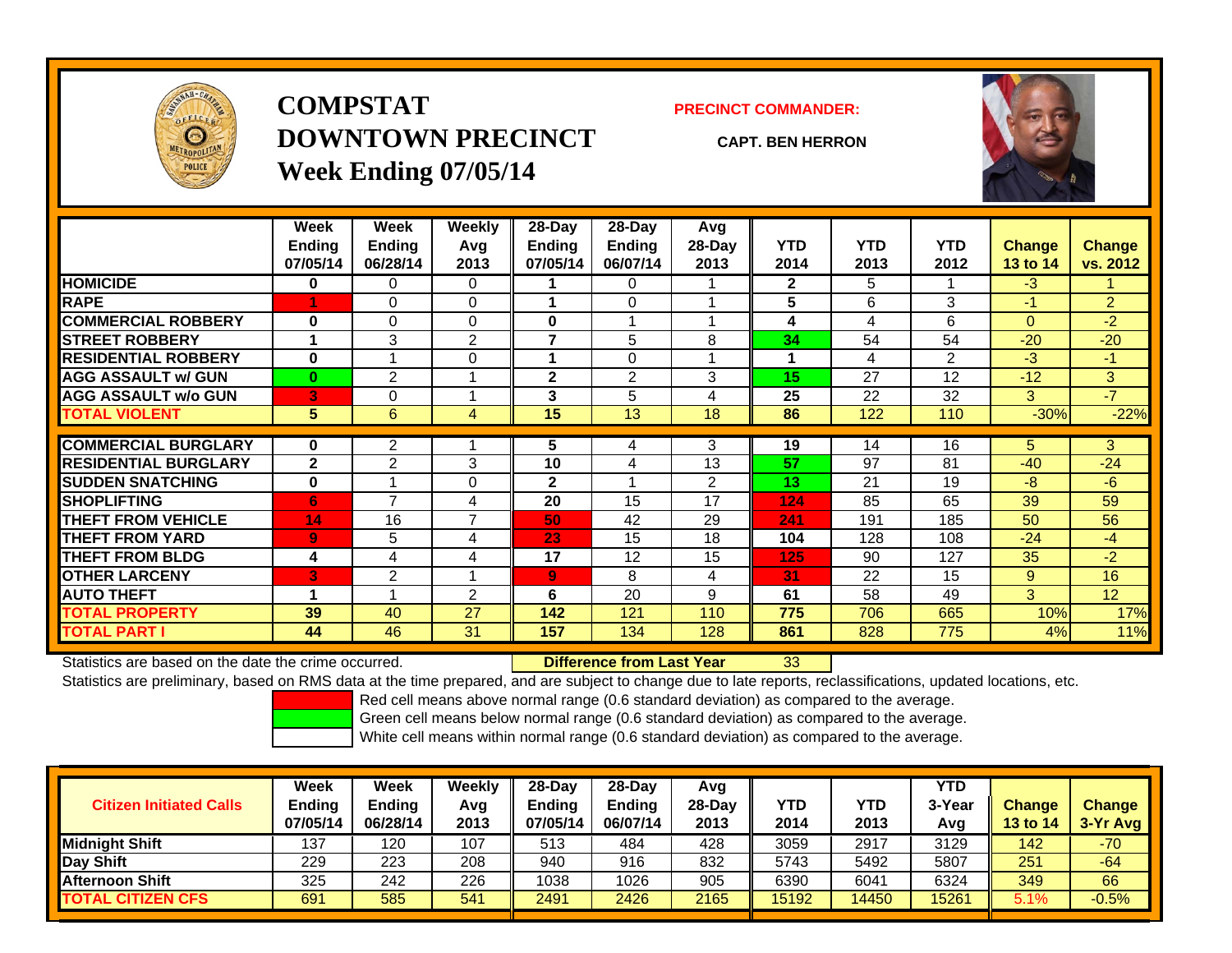# COMPSTAT
# DOWNTOWN PRECINCT
## Week Ending 07/05/14

**PRECINCT COMMANDER:**

**CAPT. BEN HERRON**

| | Week Ending 07/05/14 | Week Ending 06/28/14 | Weekly Avg 2013 | 28-Day Ending 07/05/14 | 28-Day Ending 06/07/14 | Avg 28-Day 2013 | YTD 2014 | YTD 2013 | YTD 2012 | Change 13 to 14 | Change vs. 2012 |
|---|---|---|---|---|---|---|---|---|---|---|---|
| HOMICIDE | 0 | 0 | 0 | 1 | 0 | 1 | 2 | 5 | 1 | -3 | 1 |
| RAPE | 1 | 0 | 0 | 1 | 0 | 1 | 5 | 6 | 3 | -1 | 2 |
| COMMERCIAL ROBBERY | 0 | 0 | 0 | 0 | 1 | 1 | 4 | 4 | 6 | 0 | -2 |
| STREET ROBBERY | 1 | 3 | 2 | 7 | 5 | 8 | 34 | 54 | 54 | -20 | -20 |
| RESIDENTIAL ROBBERY | 0 | 1 | 0 | 1 | 0 | 1 | 1 | 4 | 2 | -3 | -1 |
| AGG ASSAULT w/ GUN | 0 | 2 | 1 | 2 | 2 | 3 | 15 | 27 | 12 | -12 | 3 |
| AGG ASSAULT w/o GUN | 3 | 0 | 1 | 3 | 5 | 4 | 25 | 22 | 32 | 3 | -7 |
| TOTAL VIOLENT | 5 | 6 | 4 | 15 | 13 | 18 | 86 | 122 | 110 | -30% | -22% |
| COMMERCIAL BURGLARY | 0 | 2 | 1 | 5 | 4 | 3 | 19 | 14 | 16 | 5 | 3 |
| RESIDENTIAL BURGLARY | 2 | 2 | 3 | 10 | 4 | 13 | 57 | 97 | 81 | -40 | -24 |
| SUDDEN SNATCHING | 0 | 1 | 0 | 2 | 1 | 2 | 13 | 21 | 19 | -8 | -6 |
| SHOPLIFTING | 6 | 7 | 4 | 20 | 15 | 17 | 124 | 85 | 65 | 39 | 59 |
| THEFT FROM VEHICLE | 14 | 16 | 7 | 50 | 42 | 29 | 241 | 191 | 185 | 50 | 56 |
| THEFT FROM YARD | 9 | 5 | 4 | 23 | 15 | 18 | 104 | 128 | 108 | -24 | -4 |
| THEFT FROM BLDG | 4 | 4 | 4 | 17 | 12 | 15 | 125 | 90 | 127 | 35 | -2 |
| OTHER LARCENY | 3 | 2 | 1 | 9 | 8 | 4 | 31 | 22 | 15 | 9 | 16 |
| AUTO THEFT | 1 | 1 | 2 | 6 | 20 | 9 | 61 | 58 | 49 | 3 | 12 |
| TOTAL PROPERTY | 39 | 40 | 27 | 142 | 121 | 110 | 775 | 706 | 665 | 10% | 17% |
| TOTAL PART I | 44 | 46 | 31 | 157 | 134 | 128 | 861 | 828 | 775 | 4% | 11% |

Statistics are based on the date the crime occurred. **Difference from Last Year** 33

Statistics are preliminary, based on RMS data at the time prepared, and are subject to change due to late reports, reclassifications, updated locations, etc.

Red cell means above normal range (0.6 standard deviation) as compared to the average.
Green cell means below normal range (0.6 standard deviation) as compared to the average.
White cell means within normal range (0.6 standard deviation) as compared to the average.

| Citizen Initiated Calls | Week Ending 07/05/14 | Week Ending 06/28/14 | Weekly Avg 2013 | 28-Day Ending 07/05/14 | 28-Day Ending 06/07/14 | Avg 28-Day 2013 | YTD 2014 | YTD 2013 | YTD 3-Year Avg | Change 13 to 14 | Change 3-Yr Avg |
|---|---|---|---|---|---|---|---|---|---|---|---|
| Midnight Shift | 137 | 120 | 107 | 513 | 484 | 428 | 3059 | 2917 | 3129 | 142 | -70 |
| Day Shift | 229 | 223 | 208 | 940 | 916 | 832 | 5743 | 5492 | 5807 | 251 | -64 |
| Afternoon Shift | 325 | 242 | 226 | 1038 | 1026 | 905 | 6390 | 6041 | 6324 | 349 | 66 |
| TOTAL CITIZEN CFS | 691 | 585 | 541 | 2491 | 2426 | 2165 | 15192 | 14450 | 15261 | 5.1% | -0.5% |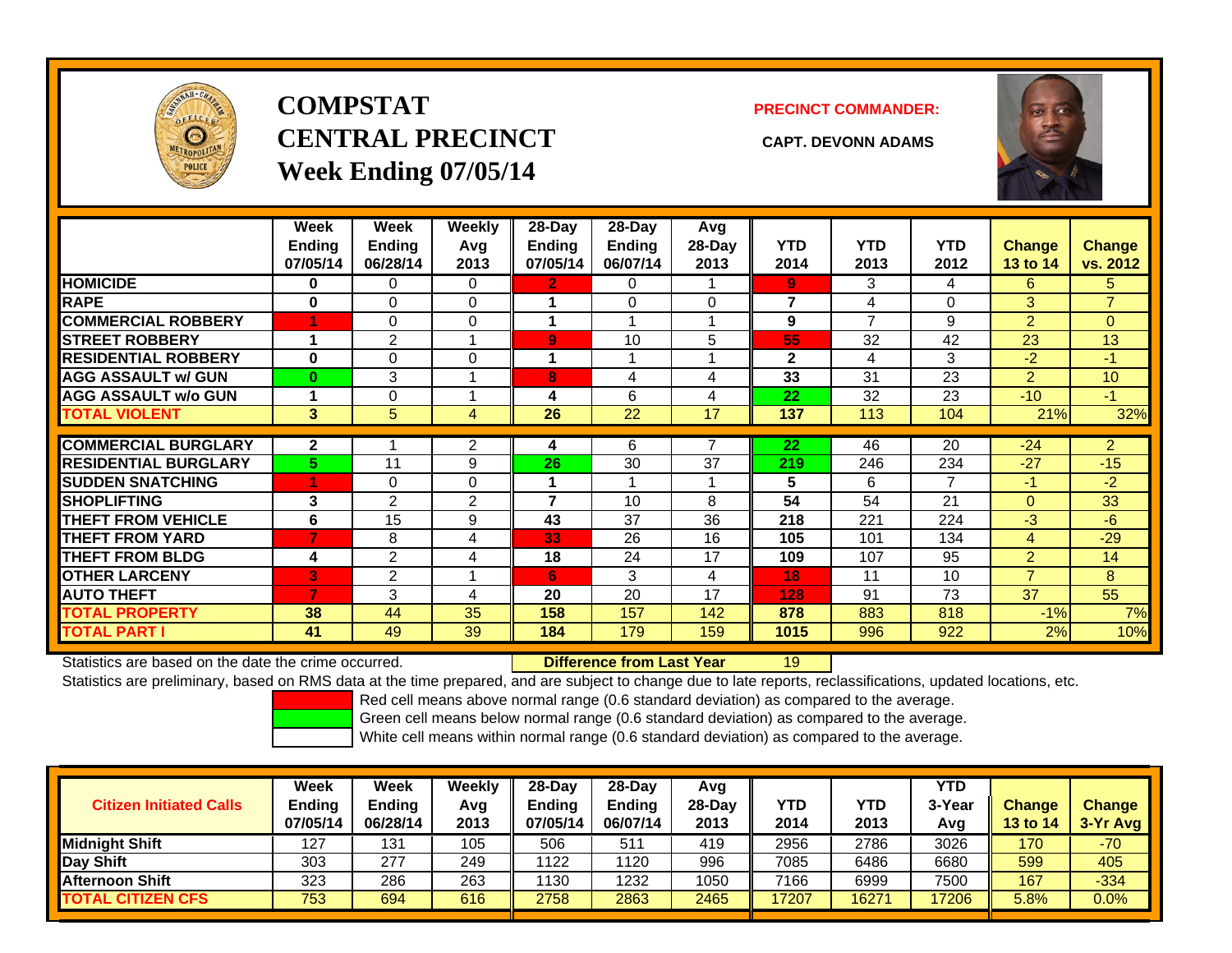# COMPSTAT
# CENTRAL PRECINCT
## Week Ending 07/05/14

**PRECINCT COMMANDER:**

**CAPT. DEVONN ADAMS**

| | Week Ending 07/05/14 | Week Ending 06/28/14 | Weekly Avg 2013 | 28-Day Ending 07/05/14 | 28-Day Ending 06/07/14 | Avg 28-Day 2013 | YTD 2014 | YTD 2013 | YTD 2012 | Change 13 to 14 | Change vs. 2012 |
|---|---|---|---|---|---|---|---|---|---|---|---|
| HOMICIDE | 0 | 0 | 0 | 2 | 0 | 1 | 9 | 3 | 4 | 6 | 5 |
| RAPE | 0 | 0 | 0 | 1 | 0 | 0 | 7 | 4 | 0 | 3 | 7 |
| COMMERCIAL ROBBERY | 1 | 0 | 0 | 1 | 1 | 1 | 9 | 7 | 9 | 2 | 0 |
| STREET ROBBERY | 1 | 2 | 1 | 9 | 10 | 5 | 55 | 32 | 42 | 23 | 13 |
| RESIDENTIAL ROBBERY | 0 | 0 | 0 | 1 | 1 | 1 | 2 | 4 | 3 | -2 | -1 |
| AGG ASSAULT w/ GUN | 0 | 3 | 1 | 8 | 4 | 4 | 33 | 31 | 23 | 2 | 10 |
| AGG ASSAULT w/o GUN | 1 | 0 | 1 | 4 | 6 | 4 | 22 | 32 | 23 | -10 | -1 |
| TOTAL VIOLENT | 3 | 5 | 4 | 26 | 22 | 17 | 137 | 113 | 104 | 21% | 32% |
| COMMERCIAL BURGLARY | 2 | 1 | 2 | 4 | 6 | 7 | 22 | 46 | 20 | -24 | 2 |
| RESIDENTIAL BURGLARY | 5 | 11 | 9 | 26 | 30 | 37 | 219 | 246 | 234 | -27 | -15 |
| SUDDEN SNATCHING | 1 | 0 | 0 | 1 | 1 | 1 | 5 | 6 | 7 | -1 | -2 |
| SHOPLIFTING | 3 | 2 | 2 | 7 | 10 | 8 | 54 | 54 | 21 | 0 | 33 |
| THEFT FROM VEHICLE | 6 | 15 | 9 | 43 | 37 | 36 | 218 | 221 | 224 | -3 | -6 |
| THEFT FROM YARD | 7 | 8 | 4 | 33 | 26 | 16 | 105 | 101 | 134 | 4 | -29 |
| THEFT FROM BLDG | 4 | 2 | 4 | 18 | 24 | 17 | 109 | 107 | 95 | 2 | 14 |
| OTHER LARCENY | 3 | 2 | 1 | 6 | 3 | 4 | 18 | 11 | 10 | 7 | 8 |
| AUTO THEFT | 7 | 3 | 4 | 20 | 20 | 17 | 128 | 91 | 73 | 37 | 55 |
| TOTAL PROPERTY | 38 | 44 | 35 | 158 | 157 | 142 | 878 | 883 | 818 | -1% | 7% |
| TOTAL PART I | 41 | 49 | 39 | 184 | 179 | 159 | 1015 | 996 | 922 | 2% | 10% |

Statistics are based on the date the crime occurred. **Difference from Last Year** 19

Statistics are preliminary, based on RMS data at the time prepared, and are subject to change due to late reports, reclassifications, updated locations, etc.

Red cell means above normal range (0.6 standard deviation) as compared to the average.
Green cell means below normal range (0.6 standard deviation) as compared to the average.
White cell means within normal range (0.6 standard deviation) as compared to the average.

| Citizen Initiated Calls | Week Ending 07/05/14 | Week Ending 06/28/14 | Weekly Avg 2013 | 28-Day Ending 07/05/14 | 28-Day Ending 06/07/14 | Avg 28-Day 2013 | YTD 2014 | YTD 2013 | YTD 3-Year Avg | Change 13 to 14 | Change 3-Yr Avg |
|---|---|---|---|---|---|---|---|---|---|---|---|
| Midnight Shift | 127 | 131 | 105 | 506 | 511 | 419 | 2956 | 2786 | 3026 | 170 | -70 |
| Day Shift | 303 | 277 | 249 | 1122 | 1120 | 996 | 7085 | 6486 | 6680 | 599 | 405 |
| Afternoon Shift | 323 | 286 | 263 | 1130 | 1232 | 1050 | 7166 | 6999 | 7500 | 167 | -334 |
| TOTAL CITIZEN CFS | 753 | 694 | 616 | 2758 | 2863 | 2465 | 17207 | 16271 | 17206 | 5.8% | 0.0% |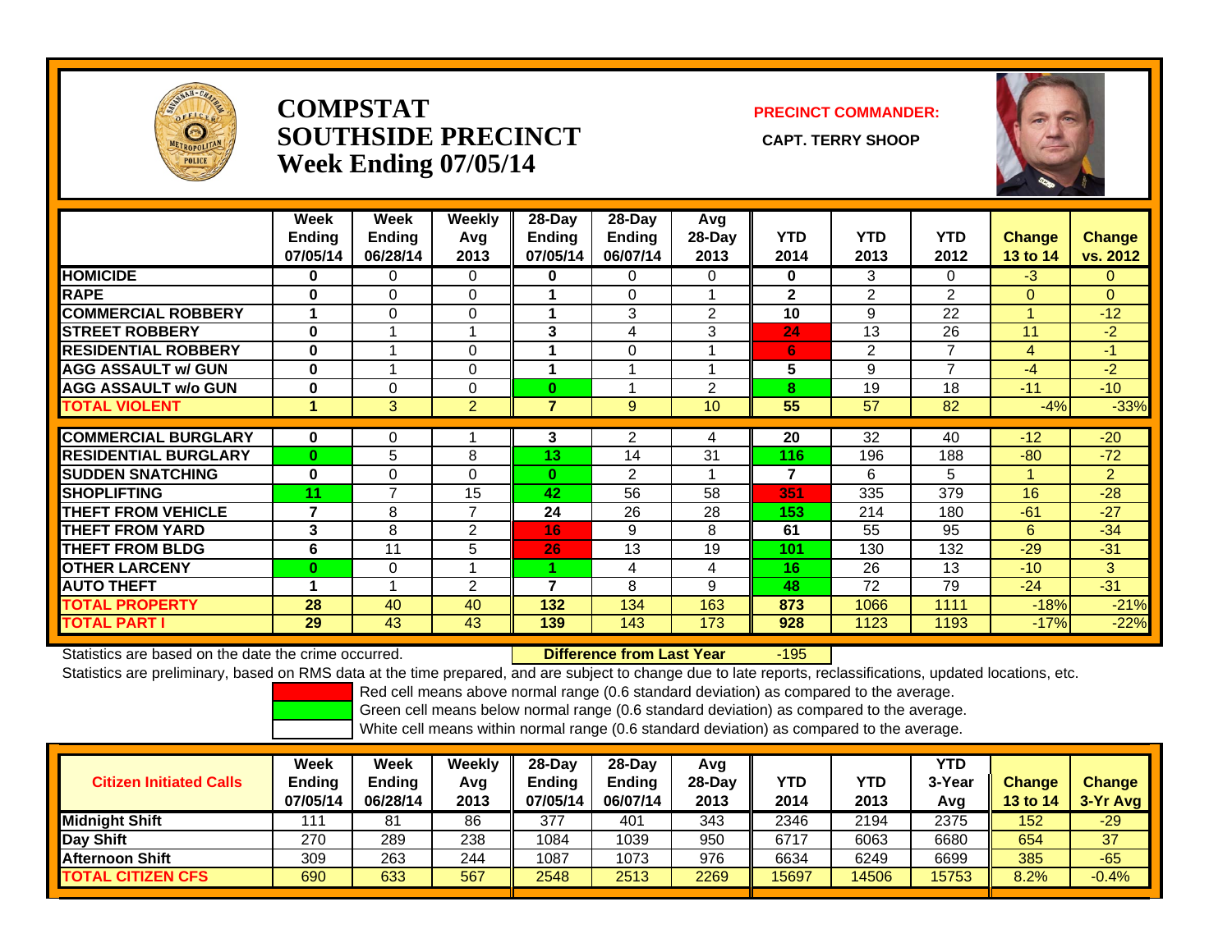# COMPSTAT
# SOUTHSIDE PRECINCT
# Week Ending 07/05/14

**PRECINCT COMMANDER:**

**CAPT. TERRY SHOOP**

| | Week Ending 07/05/14 | Week Ending 06/28/14 | Weekly Avg 2013 | 28-Day Ending 07/05/14 | 28-Day Ending 06/07/14 | Avg 28-Day 2013 | YTD 2014 | YTD 2013 | YTD 2012 | Change 13 to 14 | Change vs. 2012 |
|---|---|---|---|---|---|---|---|---|---|---|---|
| HOMICIDE | 0 | 0 | 0 | 0 | 0 | 0 | 0 | 3 | 0 | -3 | 0 |
| RAPE | 0 | 0 | 0 | 1 | 0 | 1 | 2 | 2 | 2 | 0 | 0 |
| COMMERCIAL ROBBERY | 1 | 0 | 0 | 1 | 3 | 2 | 10 | 9 | 22 | 1 | -12 |
| STREET ROBBERY | 0 | 1 | 1 | 3 | 4 | 3 | 24 | 13 | 26 | 11 | -2 |
| RESIDENTIAL ROBBERY | 0 | 1 | 0 | 1 | 0 | 1 | 6 | 2 | 7 | 4 | -1 |
| AGG ASSAULT w/ GUN | 0 | 1 | 0 | 1 | 1 | 1 | 5 | 9 | 7 | -4 | -2 |
| AGG ASSAULT w/o GUN | 0 | 0 | 0 | 0 | 1 | 2 | 8 | 19 | 18 | -11 | -10 |
| TOTAL VIOLENT | 1 | 3 | 2 | 7 | 9 | 10 | 55 | 57 | 82 | -4% | -33% |
| COMMERCIAL BURGLARY | 0 | 0 | 1 | 3 | 2 | 4 | 20 | 32 | 40 | -12 | -20 |
| RESIDENTIAL BURGLARY | 0 | 5 | 8 | 13 | 14 | 31 | 116 | 196 | 188 | -80 | -72 |
| SUDDEN SNATCHING | 0 | 0 | 0 | 0 | 2 | 1 | 7 | 6 | 5 | 1 | 2 |
| SHOPLIFTING | 11 | 7 | 15 | 42 | 56 | 58 | 351 | 335 | 379 | 16 | -28 |
| THEFT FROM VEHICLE | 7 | 8 | 7 | 24 | 26 | 28 | 153 | 214 | 180 | -61 | -27 |
| THEFT FROM YARD | 3 | 8 | 2 | 16 | 9 | 8 | 61 | 55 | 95 | 6 | -34 |
| THEFT FROM BLDG | 6 | 11 | 5 | 26 | 13 | 19 | 101 | 130 | 132 | -29 | -31 |
| OTHER LARCENY | 0 | 0 | 1 | 1 | 4 | 4 | 16 | 26 | 13 | -10 | 3 |
| AUTO THEFT | 1 | 1 | 2 | 7 | 8 | 9 | 48 | 72 | 79 | -24 | -31 |
| TOTAL PROPERTY | 28 | 40 | 40 | 132 | 134 | 163 | 873 | 1066 | 1111 | -18% | -21% |
| TOTAL PART I | 29 | 43 | 43 | 139 | 143 | 173 | 928 | 1123 | 1193 | -17% | -22% |

Statistics are based on the date the crime occurred. **Difference from Last Year** -195

Statistics are preliminary, based on RMS data at the time prepared, and are subject to change due to late reports, reclassifications, updated locations, etc.

Red cell means above normal range (0.6 standard deviation) as compared to the average.
Green cell means below normal range (0.6 standard deviation) as compared to the average.
White cell means within normal range (0.6 standard deviation) as compared to the average.

| Citizen Initiated Calls | Week Ending 07/05/14 | Week Ending 06/28/14 | Weekly Avg 2013 | 28-Day Ending 07/05/14 | 28-Day Ending 06/07/14 | Avg 28-Day 2013 | YTD 2014 | YTD 2013 | YTD 3-Year Avg | Change 13 to 14 | Change 3-Yr Avg |
|---|---|---|---|---|---|---|---|---|---|---|---|
| Midnight Shift | 111 | 81 | 86 | 377 | 401 | 343 | 2346 | 2194 | 2375 | 152 | -29 |
| Day Shift | 270 | 289 | 238 | 1084 | 1039 | 950 | 6717 | 6063 | 6680 | 654 | 37 |
| Afternoon Shift | 309 | 263 | 244 | 1087 | 1073 | 976 | 6634 | 6249 | 6699 | 385 | -65 |
| TOTAL CITIZEN CFS | 690 | 633 | 567 | 2548 | 2513 | 2269 | 15697 | 14506 | 15753 | 8.2% | -0.4% |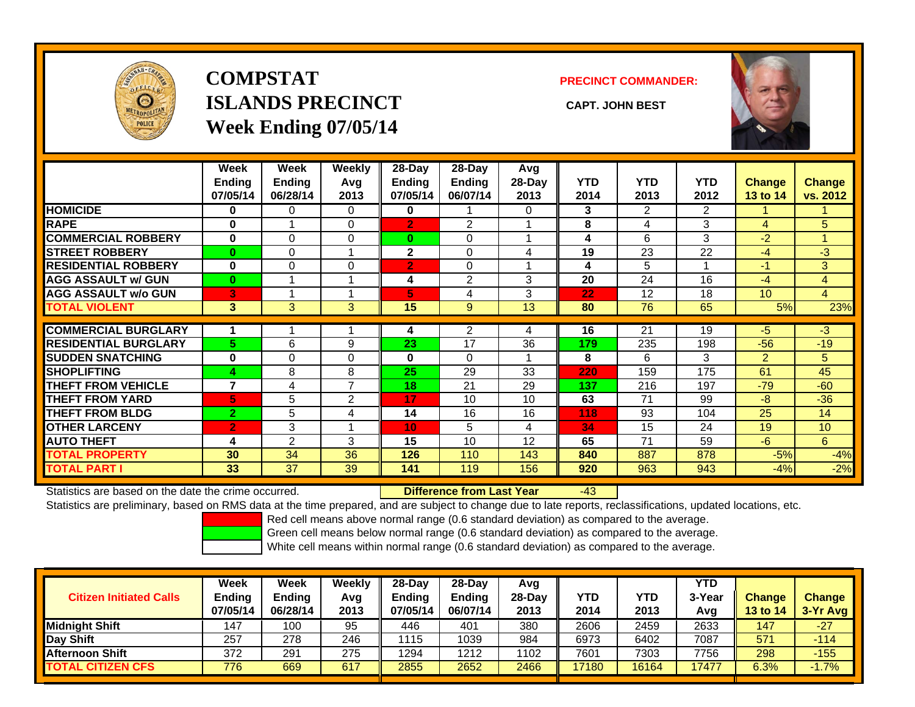# COMPSTAT
# ISLANDS PRECINCT
# Week Ending 07/05/14

**PRECINCT COMMANDER:**

**CAPT. JOHN BEST**

| | Week Ending 07/05/14 | Week Ending 06/28/14 | Weekly Avg 2013 | 28-Day Ending 07/05/14 | 28-Day Ending 06/07/14 | Avg 28-Day 2013 | YTD 2014 | YTD 2013 | YTD 2012 | Change 13 to 14 | Change vs. 2012 |
|---|---|---|---|---|---|---|---|---|---|---|---|
| HOMICIDE | 0 | 0 | 0 | 0 | 1 | 0 | 3 | 2 | 2 | 1 | 1 |
| RAPE | 0 | 1 | 0 | 2 | 2 | 1 | 8 | 4 | 3 | 4 | 5 |
| COMMERCIAL ROBBERY | 0 | 0 | 0 | 0 | 0 | 1 | 4 | 6 | 3 | -2 | 1 |
| STREET ROBBERY | 0 | 0 | 1 | 2 | 0 | 4 | 19 | 23 | 22 | -4 | -3 |
| RESIDENTIAL ROBBERY | 0 | 0 | 0 | 2 | 0 | 1 | 4 | 5 | 1 | -1 | 3 |
| AGG ASSAULT w/ GUN | 0 | 1 | 1 | 4 | 2 | 3 | 20 | 24 | 16 | -4 | 4 |
| AGG ASSAULT w/o GUN | 3 | 1 | 1 | 5 | 4 | 3 | 22 | 12 | 18 | 10 | 4 |
| TOTAL VIOLENT | 3 | 3 | 3 | 15 | 9 | 13 | 80 | 76 | 65 | 5% | 23% |
| COMMERCIAL BURGLARY | 1 | 1 | 1 | 4 | 2 | 4 | 16 | 21 | 19 | -5 | -3 |
| RESIDENTIAL BURGLARY | 5 | 6 | 9 | 23 | 17 | 36 | 179 | 235 | 198 | -56 | -19 |
| SUDDEN SNATCHING | 0 | 0 | 0 | 0 | 0 | 1 | 8 | 6 | 3 | 2 | 5 |
| SHOPLIFTING | 4 | 8 | 8 | 25 | 29 | 33 | 220 | 159 | 175 | 61 | 45 |
| THEFT FROM VEHICLE | 7 | 4 | 7 | 18 | 21 | 29 | 137 | 216 | 197 | -79 | -60 |
| THEFT FROM YARD | 5 | 5 | 2 | 17 | 10 | 10 | 63 | 71 | 99 | -8 | -36 |
| THEFT FROM BLDG | 2 | 5 | 4 | 14 | 16 | 16 | 118 | 93 | 104 | 25 | 14 |
| OTHER LARCENY | 2 | 3 | 1 | 10 | 5 | 4 | 34 | 15 | 24 | 19 | 10 |
| AUTO THEFT | 4 | 2 | 3 | 15 | 10 | 12 | 65 | 71 | 59 | -6 | 6 |
| TOTAL PROPERTY | 30 | 34 | 36 | 126 | 110 | 143 | 840 | 887 | 878 | -5% | -4% |
| TOTAL PART I | 33 | 37 | 39 | 141 | 119 | 156 | 920 | 963 | 943 | -4% | -2% |

Statistics are based on the date the crime occurred. **Difference from Last Year** -43

Statistics are preliminary, based on RMS data at the time prepared, and are subject to change due to late reports, reclassifications, updated locations, etc.

Red cell means above normal range (0.6 standard deviation) as compared to the average.
Green cell means below normal range (0.6 standard deviation) as compared to the average.
White cell means within normal range (0.6 standard deviation) as compared to the average.

| Citizen Initiated Calls | Week Ending 07/05/14 | Week Ending 06/28/14 | Weekly Avg 2013 | 28-Day Ending 07/05/14 | 28-Day Ending 06/07/14 | Avg 28-Day 2013 | YTD 2014 | YTD 2013 | YTD 3-Year Avg | Change 13 to 14 | Change 3-Yr Avg |
|---|---|---|---|---|---|---|---|---|---|---|---|
| Midnight Shift | 147 | 100 | 95 | 446 | 401 | 380 | 2606 | 2459 | 2633 | 147 | -27 |
| Day Shift | 257 | 278 | 246 | 1115 | 1039 | 984 | 6973 | 6402 | 7087 | 571 | -114 |
| Afternoon Shift | 372 | 291 | 275 | 1294 | 1212 | 1102 | 7601 | 7303 | 7756 | 298 | -155 |
| TOTAL CITIZEN CFS | 776 | 669 | 617 | 2855 | 2652 | 2466 | 17180 | 16164 | 17477 | 6.3% | -1.7% |